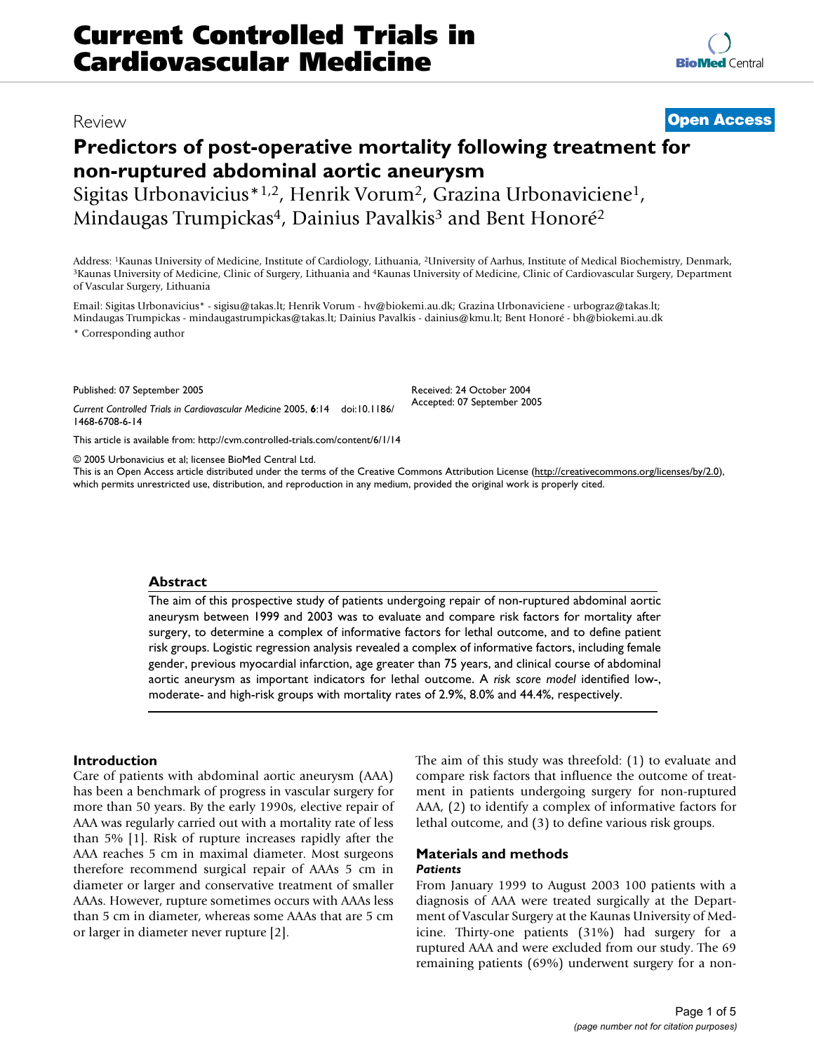# Predictors of post-operative mortality following treatment for non-ruptured abdominal aortic aneurysm

Review | **Open Access**

Sigitas Urbonavicius*[1,2], Henrik Vorum[2], Grazina Urbonaviciene[1], Mindaugas Trumpickas[4], Dainius Pavalkis[3] and Bent Honoré[2]

Address: [1]Kaunas University of Medicine, Institute of Cardiology, Lithuania, [2]University of Aarhus, Institute of Medical Biochemistry, Denmark, [3]Kaunas University of Medicine, Clinic of Surgery, Lithuania and [4]Kaunas University of Medicine, Clinic of Cardiovascular Surgery, Department of Vascular Surgery, Lithuania

Email: Sigitas Urbonavicius* - sigisu@takas.lt; Henrik Vorum - hv@biokemi.au.dk; Grazina Urbonaviciene - urbograz@takas.lt; Mindaugas Trumpickas - mindaugastrumpickas@takas.lt; Dainius Pavalkis - dainius@kmu.lt; Bent Honoré - bh@biokemi.au.dk

* Corresponding author

Published: 07 September 2005

*Current Controlled Trials in Cardiovascular Medicine* 2005, **6**:14 doi:10.1186/1468-6708-6-14

Received: 24 October 2004
Accepted: 07 September 2005

This article is available from: http://cvm.controlled-trials.com/content/6/1/14

© 2005 Urbonavicius et al; licensee BioMed Central Ltd.
This is an Open Access article distributed under the terms of the Creative Commons Attribution License (http://creativecommons.org/licenses/by/2.0), which permits unrestricted use, distribution, and reproduction in any medium, provided the original work is properly cited.

## Abstract

The aim of this prospective study of patients undergoing repair of non-ruptured abdominal aortic aneurysm between 1999 and 2003 was to evaluate and compare risk factors for mortality after surgery, to determine a complex of informative factors for lethal outcome, and to define patient risk groups. Logistic regression analysis revealed a complex of informative factors, including female gender, previous myocardial infarction, age greater than 75 years, and clinical course of abdominal aortic aneurysm as important indicators for lethal outcome. A *risk score model* identified low-, moderate- and high-risk groups with mortality rates of 2.9%, 8.0% and 44.4%, respectively.

## Introduction

Care of patients with abdominal aortic aneurysm (AAA) has been a benchmark of progress in vascular surgery for more than 50 years. By the early 1990s, elective repair of AAA was regularly carried out with a mortality rate of less than 5% [1]. Risk of rupture increases rapidly after the AAA reaches 5 cm in maximal diameter. Most surgeons therefore recommend surgical repair of AAAs 5 cm in diameter or larger and conservative treatment of smaller AAAs. However, rupture sometimes occurs with AAAs less than 5 cm in diameter, whereas some AAAs that are 5 cm or larger in diameter never rupture [2].

The aim of this study was threefold: (1) to evaluate and compare risk factors that influence the outcome of treatment in patients undergoing surgery for non-ruptured AAA, (2) to identify a complex of informative factors for lethal outcome, and (3) to define various risk groups.

## Materials and methods

### *Patients*

From January 1999 to August 2003 100 patients with a diagnosis of AAA were treated surgically at the Department of Vascular Surgery at the Kaunas University of Medicine. Thirty-one patients (31%) had surgery for a ruptured AAA and were excluded from our study. The 69 remaining patients (69%) underwent surgery for a non-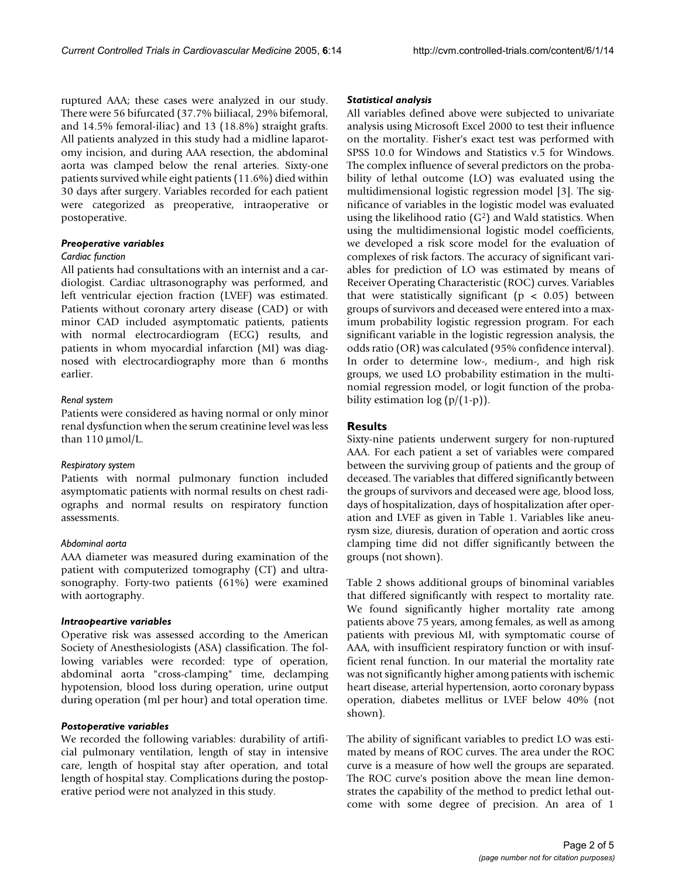ruptured AAA; these cases were analyzed in our study. There were 56 bifurcated (37.7% biiliacal, 29% bifemoral, and 14.5% femoral-iliac) and 13 (18.8%) straight grafts. All patients analyzed in this study had a midline laparotomy incision, and during AAA resection, the abdominal aorta was clamped below the renal arteries. Sixty-one patients survived while eight patients (11.6%) died within 30 days after surgery. Variables recorded for each patient were categorized as preoperative, intraoperative or postoperative.

### *Preoperative variables*

#### *Cardiac function*

All patients had consultations with an internist and a cardiologist. Cardiac ultrasonography was performed, and left ventricular ejection fraction (LVEF) was estimated. Patients without coronary artery disease (CAD) or with minor CAD included asymptomatic patients, patients with normal electrocardiogram (ECG) results, and patients in whom myocardial infarction (MI) was diagnosed with electrocardiography more than 6 months earlier.

#### *Renal system*

Patients were considered as having normal or only minor renal dysfunction when the serum creatinine level was less than 110 μmol/L.

#### *Respiratory system*

Patients with normal pulmonary function included asymptomatic patients with normal results on chest radiographs and normal results on respiratory function assessments.

#### *Abdominal aorta*

AAA diameter was measured during examination of the patient with computerized tomography (CT) and ultrasonography. Forty-two patients (61%) were examined with aortography.

### *Intraopeartive variables*

Operative risk was assessed according to the American Society of Anesthesiologists (ASA) classification. The following variables were recorded: type of operation, abdominal aorta "cross-clamping" time, declamping hypotension, blood loss during operation, urine output during operation (ml per hour) and total operation time.

### *Postoperative variables*

We recorded the following variables: durability of artificial pulmonary ventilation, length of stay in intensive care, length of hospital stay after operation, and total length of hospital stay. Complications during the postoperative period were not analyzed in this study.

### *Statistical analysis*

All variables defined above were subjected to univariate analysis using Microsoft Excel 2000 to test their influence on the mortality. Fisher's exact test was performed with SPSS 10.0 for Windows and Statistics v.5 for Windows. The complex influence of several predictors on the probability of lethal outcome (LO) was evaluated using the multidimensional logistic regression model [3]. The significance of variables in the logistic model was evaluated using the likelihood ratio ($G^2$) and Wald statistics. When using the multidimensional logistic model coefficients, we developed a risk score model for the evaluation of complexes of risk factors. The accuracy of significant variables for prediction of LO was estimated by means of Receiver Operating Characteristic (ROC) curves. Variables that were statistically significant ($p < 0.05$) between groups of survivors and deceased were entered into a maximum probability logistic regression program. For each significant variable in the logistic regression analysis, the odds ratio (OR) was calculated (95% confidence interval). In order to determine low-, medium-, and high risk groups, we used LO probability estimation in the multinomial regression model, or logit function of the probability estimation $\log(p/(1-p))$.

## Results

Sixty-nine patients underwent surgery for non-ruptured AAA. For each patient a set of variables were compared between the surviving group of patients and the group of deceased. The variables that differed significantly between the groups of survivors and deceased were age, blood loss, days of hospitalization, days of hospitalization after operation and LVEF as given in Table 1. Variables like aneurysm size, diuresis, duration of operation and aortic cross clamping time did not differ significantly between the groups (not shown).

Table 2 shows additional groups of binominal variables that differed significantly with respect to mortality rate. We found significantly higher mortality rate among patients above 75 years, among females, as well as among patients with previous MI, with symptomatic course of AAA, with insufficient respiratory function or with insufficient renal function. In our material the mortality rate was not significantly higher among patients with ischemic heart disease, arterial hypertension, aorto coronary bypass operation, diabetes mellitus or LVEF below 40% (not shown).

The ability of significant variables to predict LO was estimated by means of ROC curves. The area under the ROC curve is a measure of how well the groups are separated. The ROC curve's position above the mean line demonstrates the capability of the method to predict lethal outcome with some degree of precision. An area of 1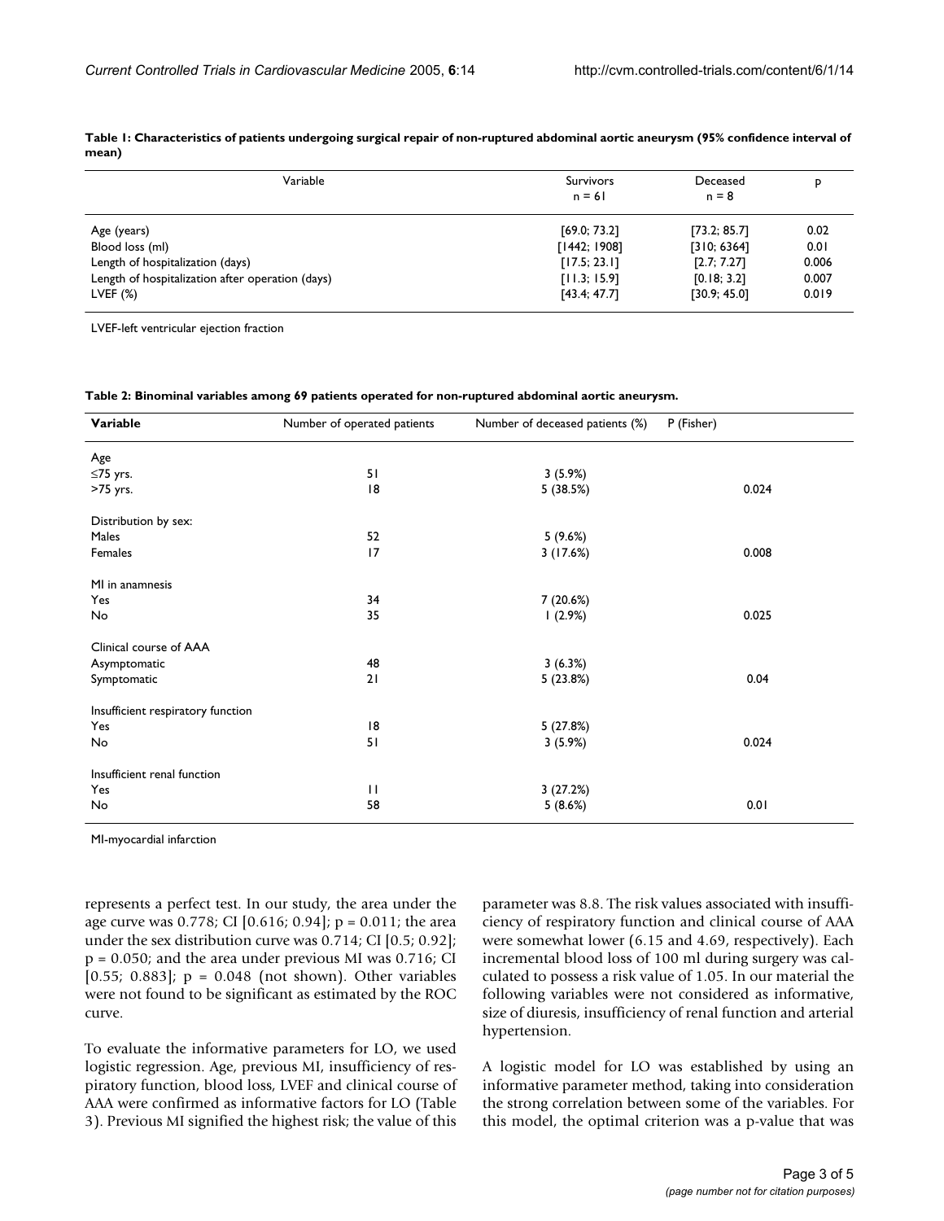**Table 1: Characteristics of patients undergoing surgical repair of non-ruptured abdominal aortic aneurysm (95% confidence interval of mean)**

| Variable | Survivors n = 61 | Deceased n = 8 | p |
|---|---|---|---|
| Age (years) | [69.0; 73.2] | [73.2; 85.7] | 0.02 |
| Blood loss (ml) | [1442; 1908] | [310; 6364] | 0.01 |
| Length of hospitalization (days) | [17.5; 23.1] | [2.7; 7.27] | 0.006 |
| Length of hospitalization after operation (days) | [11.3; 15.9] | [0.18; 3.2] | 0.007 |
| LVEF (%) | [43.4; 47.7] | [30.9; 45.0] | 0.019 |

LVEF-left ventricular ejection fraction

**Table 2: Binominal variables among 69 patients operated for non-ruptured abdominal aortic aneurysm.**

| Variable | Number of operated patients | Number of deceased patients (%) | P (Fisher) |
|---|---|---|---|
| Age | | | |
| ≤75 yrs. | 51 | 3 (5.9%) | |
| >75 yrs. | 18 | 5 (38.5%) | 0.024 |
| Distribution by sex: | | | |
| Males | 52 | 5 (9.6%) | |
| Females | 17 | 3 (17.6%) | 0.008 |
| MI in anamnesis | | | |
| Yes | 34 | 7 (20.6%) | |
| No | 35 | 1 (2.9%) | 0.025 |
| Clinical course of AAA | | | |
| Asymptomatic | 48 | 3 (6.3%) | |
| Symptomatic | 21 | 5 (23.8%) | 0.04 |
| Insufficient respiratory function | | | |
| Yes | 18 | 5 (27.8%) | |
| No | 51 | 3 (5.9%) | 0.024 |
| Insufficient renal function | | | |
| Yes | 11 | 3 (27.2%) | |
| No | 58 | 5 (8.6%) | 0.01 |

MI-myocardial infarction

represents a perfect test. In our study, the area under the age curve was 0.778; CI [0.616; 0.94]; p = 0.011; the area under the sex distribution curve was 0.714; CI [0.5; 0.92]; p = 0.050; and the area under previous MI was 0.716; CI [0.55; 0.883]; p = 0.048 (not shown). Other variables were not found to be significant as estimated by the ROC curve.

To evaluate the informative parameters for LO, we used logistic regression. Age, previous MI, insufficiency of respiratory function, blood loss, LVEF and clinical course of AAA were confirmed as informative factors for LO (Table 3). Previous MI signified the highest risk; the value of this parameter was 8.8. The risk values associated with insufficiency of respiratory function and clinical course of AAA were somewhat lower (6.15 and 4.69, respectively). Each incremental blood loss of 100 ml during surgery was calculated to possess a risk value of 1.05. In our material the following variables were not considered as informative, size of diuresis, insufficiency of renal function and arterial hypertension.

A logistic model for LO was established by using an informative parameter method, taking into consideration the strong correlation between some of the variables. For this model, the optimal criterion was a p-value that was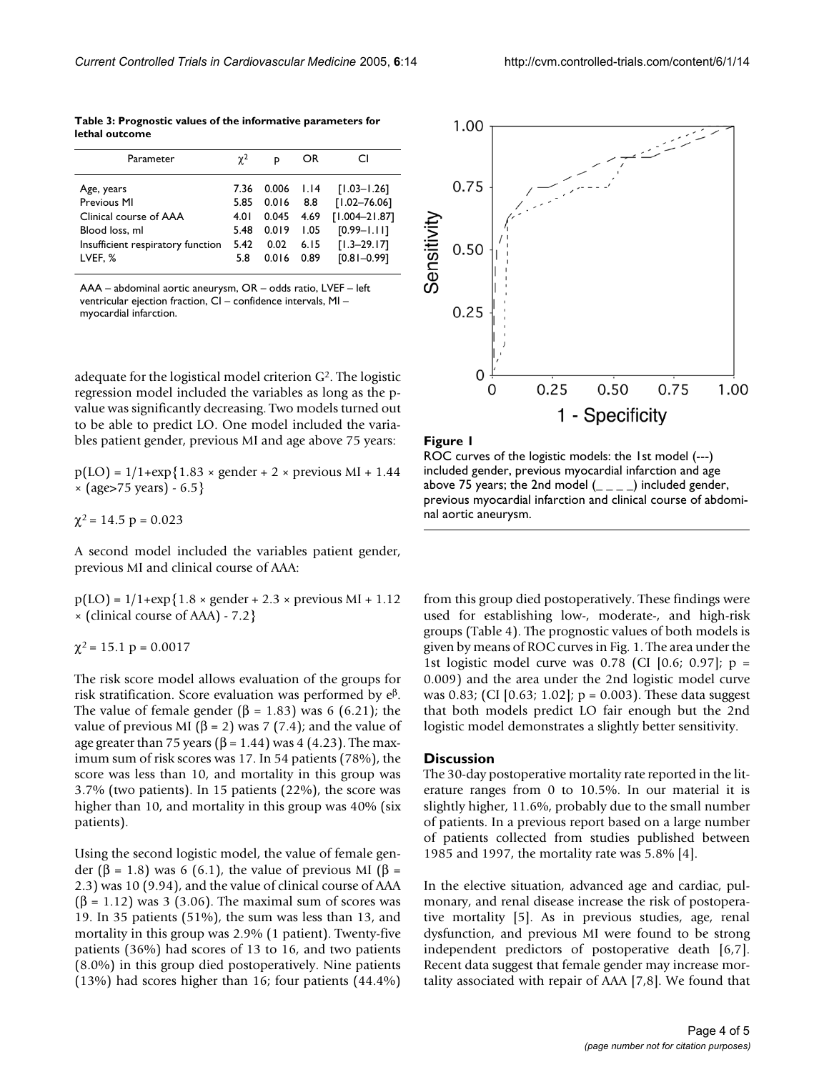**Table 3: Prognostic values of the informative parameters for lethal outcome**

| Parameter | $\chi^2$ | p | OR | CI |
|---|---|---|---|---|
| Age, years | 7.36 | 0.006 | 1.14 | [1.03–1.26] |
| Previous MI | 5.85 | 0.016 | 8.8 | [1.02–76.06] |
| Clinical course of AAA | 4.01 | 0.045 | 4.69 | [1.004–21.87] |
| Blood loss, ml | 5.48 | 0.019 | 1.05 | [0.99–1.11] |
| Insufficient respiratory function | 5.42 | 0.02 | 6.15 | [1.3–29.17] |
| LVEF, % | 5.8 | 0.016 | 0.89 | [0.81–0.99] |

AAA – abdominal aortic aneurysm, OR – odds ratio, LVEF – left ventricular ejection fraction, CI – confidence intervals, MI – myocardial infarction.

adequate for the logistical model criterion $G^2$. The logistic regression model included the variables as long as the p-value was significantly decreasing. Two models turned out to be able to predict LO. One model included the variables patient gender, previous MI and age above 75 years:

$$p(LO) = 1/1+\exp\{1.83 \times \text{gender} + 2 \times \text{previous MI} + 1.44 \times (\text{age}>75 \text{ years}) - 6.5\}$$

$\chi^2 = 14.5$ p = 0.023

A second model included the variables patient gender, previous MI and clinical course of AAA:

$$p(LO) = 1/1+\exp\{1.8 \times \text{gender} + 2.3 \times \text{previous MI} + 1.12 \times (\text{clinical course of AAA}) - 7.2\}$$

$\chi^2 = 15.1$ p = 0.0017

The risk score model allows evaluation of the groups for risk stratification. Score evaluation was performed by $e^{\beta}$. The value of female gender ($\beta = 1.83$) was 6 (6.21); the value of previous MI ($\beta = 2$) was 7 (7.4); and the value of age greater than 75 years ($\beta = 1.44$) was 4 (4.23). The maximum sum of risk scores was 17. In 54 patients (78%), the score was less than 10, and mortality in this group was 3.7% (two patients). In 15 patients (22%), the score was higher than 10, and mortality in this group was 40% (six patients).

Using the second logistic model, the value of female gender ($\beta = 1.8$) was 6 (6.1), the value of previous MI ($\beta = 2.3$) was 10 (9.94), and the value of clinical course of AAA ($\beta = 1.12$) was 3 (3.06). The maximal sum of scores was 19. In 35 patients (51%), the sum was less than 13, and mortality in this group was 2.9% (1 patient). Twenty-five patients (36%) had scores of 13 to 16, and two patients (8.0%) in this group died postoperatively. Nine patients (13%) had scores higher than 16; four patients (44.4%) from this group died postoperatively. These findings were used for establishing low-, moderate-, and high-risk groups (Table 4). The prognostic values of both models is given by means of ROC curves in Fig. 1. The area under the 1st logistic model curve was 0.78 (CI [0.6; 0.97]; p = 0.009) and the area under the 2nd logistic model curve was 0.83; (CI [0.63; 1.02]; p = 0.003). These data suggest that both models predict LO fair enough but the 2nd logistic model demonstrates a slightly better sensitivity.

**Figure 1**
ROC curves of the logistic models: the 1st model (---) included gender, previous myocardial infarction and age above 75 years; the 2nd model (_ _ _ _) included gender, previous myocardial infarction and clinical course of abdominal aortic aneurysm.

## Discussion

The 30-day postoperative mortality rate reported in the literature ranges from 0 to 10.5%. In our material it is slightly higher, 11.6%, probably due to the small number of patients. In a previous report based on a large number of patients collected from studies published between 1985 and 1997, the mortality rate was 5.8% [4].

In the elective situation, advanced age and cardiac, pulmonary, and renal disease increase the risk of postoperative mortality [5]. As in previous studies, age, renal dysfunction, and previous MI were found to be strong independent predictors of postoperative death [6,7]. Recent data suggest that female gender may increase mortality associated with repair of AAA [7,8]. We found that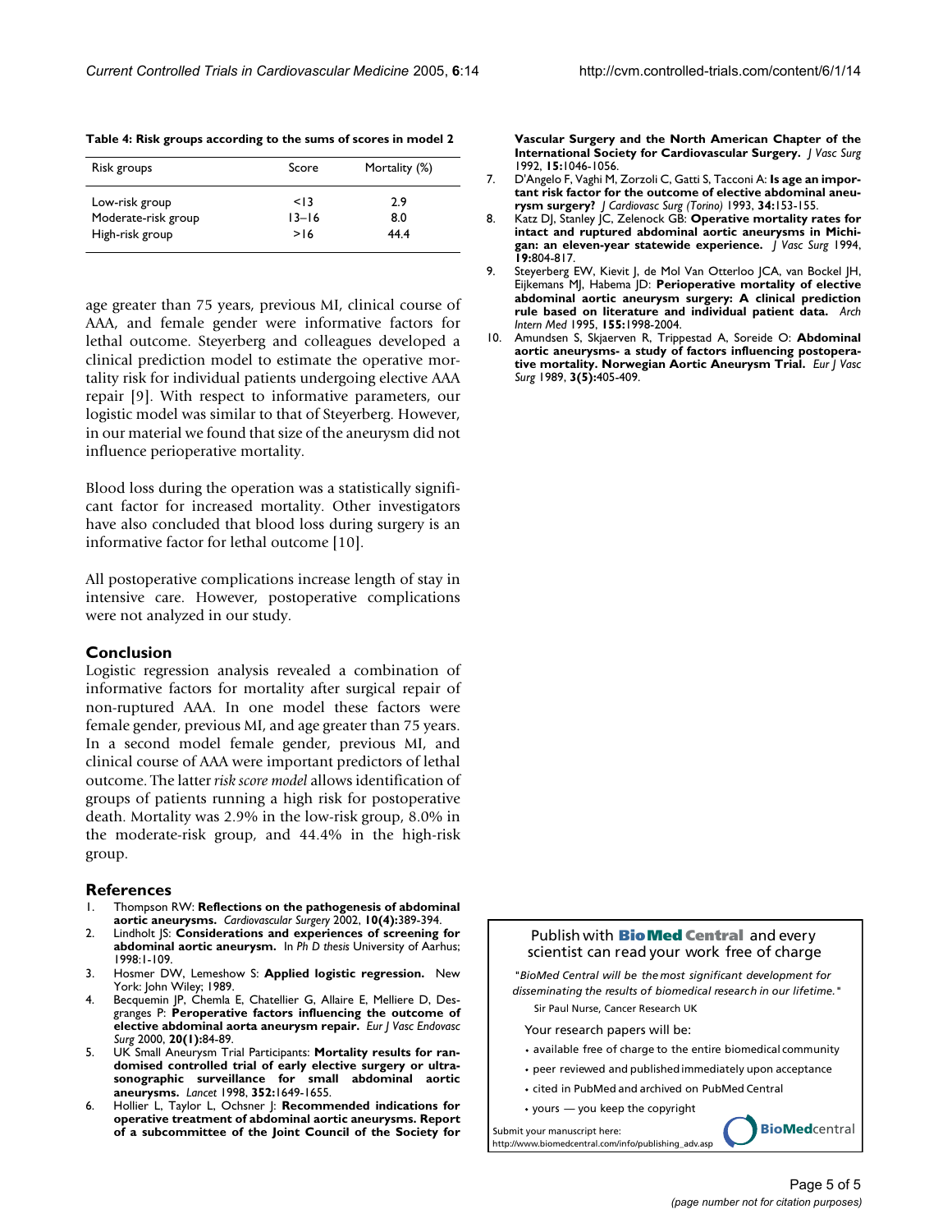**Table 4: Risk groups according to the sums of scores in model 2**

| Risk groups | Score | Mortality (%) |
|---|---|---|
| Low-risk group | <13 | 2.9 |
| Moderate-risk group | 13–16 | 8.0 |
| High-risk group | >16 | 44.4 |

age greater than 75 years, previous MI, clinical course of AAA, and female gender were informative factors for lethal outcome. Steyerberg and colleagues developed a clinical prediction model to estimate the operative mortality risk for individual patients undergoing elective AAA repair [9]. With respect to informative parameters, our logistic model was similar to that of Steyerberg. However, in our material we found that size of the aneurysm did not influence perioperative mortality.

Blood loss during the operation was a statistically significant factor for increased mortality. Other investigators have also concluded that blood loss during surgery is an informative factor for lethal outcome [10].

All postoperative complications increase length of stay in intensive care. However, postoperative complications were not analyzed in our study.

## Conclusion

Logistic regression analysis revealed a combination of informative factors for mortality after surgical repair of non-ruptured AAA. In one model these factors were female gender, previous MI, and age greater than 75 years. In a second model female gender, previous MI, and clinical course of AAA were important predictors of lethal outcome. The latter *risk score model* allows identification of groups of patients running a high risk for postoperative death. Mortality was 2.9% in the low-risk group, 8.0% in the moderate-risk group, and 44.4% in the high-risk group.

## References

1. Thompson RW: **Reflections on the pathogenesis of abdominal aortic aneurysms.** *Cardiovascular Surgery* 2002, **10(4):**389-394.
2. Lindholt JS: **Considerations and experiences of screening for abdominal aortic aneurysm.** In *Ph D thesis* University of Aarhus; 1998:1-109.
3. Hosmer DW, Lemeshow S: **Applied logistic regression.** New York: John Wiley; 1989.
4. Becquemin JP, Chemla E, Chatellier G, Allaire E, Melliere D, Desgranges P: **Peroperative factors influencing the outcome of elective abdominal aorta aneurysm repair.** *Eur J Vasc Endovasc Surg* 2000, **20(1):**84-89.
5. UK Small Aneurysm Trial Participants: **Mortality results for randomised controlled trial of early elective surgery or ultrasonographic surveillance for small abdominal aortic aneurysms.** *Lancet* 1998, **352:**1649-1655.
6. Hollier L, Taylor L, Ochsner J: **Recommended indications for operative treatment of abdominal aortic aneurysms. Report of a subcommittee of the Joint Council of the Society for Vascular Surgery and the North American Chapter of the International Society for Cardiovascular Surgery.** *J Vasc Surg* 1992, **15:**1046-1056.
7. D'Angelo F, Vaghi M, Zorzoli C, Gatti S, Tacconi A: **Is age an important risk factor for the outcome of elective abdominal aneurysm surgery?** *J Cardiovasc Surg (Torino)* 1993, **34:**153-155.
8. Katz DJ, Stanley JC, Zelenock GB: **Operative mortality rates for intact and ruptured abdominal aortic aneurysms in Michigan: an eleven-year statewide experience.** *J Vasc Surg* 1994, **19:**804-817.
9. Steyerberg EW, Kievit J, de Mol Van Otterloo JCA, van Bockel JH, Eijkemans MJ, Habema JD: **Perioperative mortality of elective abdominal aortic aneurysm surgery: A clinical prediction rule based on literature and individual patient data.** *Arch Intern Med* 1995, **155:**1998-2004.
10. Amundsen S, Skjaerven R, Trippestad A, Soreide O: **Abdominal aortic aneurysms- a study of factors influencing postoperative mortality. Norwegian Aortic Aneurysm Trial.** *Eur J Vasc Surg* 1989, **3(5):**405-409.

Publish with **BioMed Central** and every scientist can read your work free of charge

*"BioMed Central will be the most significant development for disseminating the results of biomedical research in our lifetime."*
Sir Paul Nurse, Cancer Research UK

Your research papers will be:

- available free of charge to the entire biomedical community
- peer reviewed and published immediately upon acceptance
- cited in PubMed and archived on PubMed Central
- yours — you keep the copyright

Submit your manuscript here:
http://www.biomedcentral.com/info/publishing_adv.asp

BioMedcentral